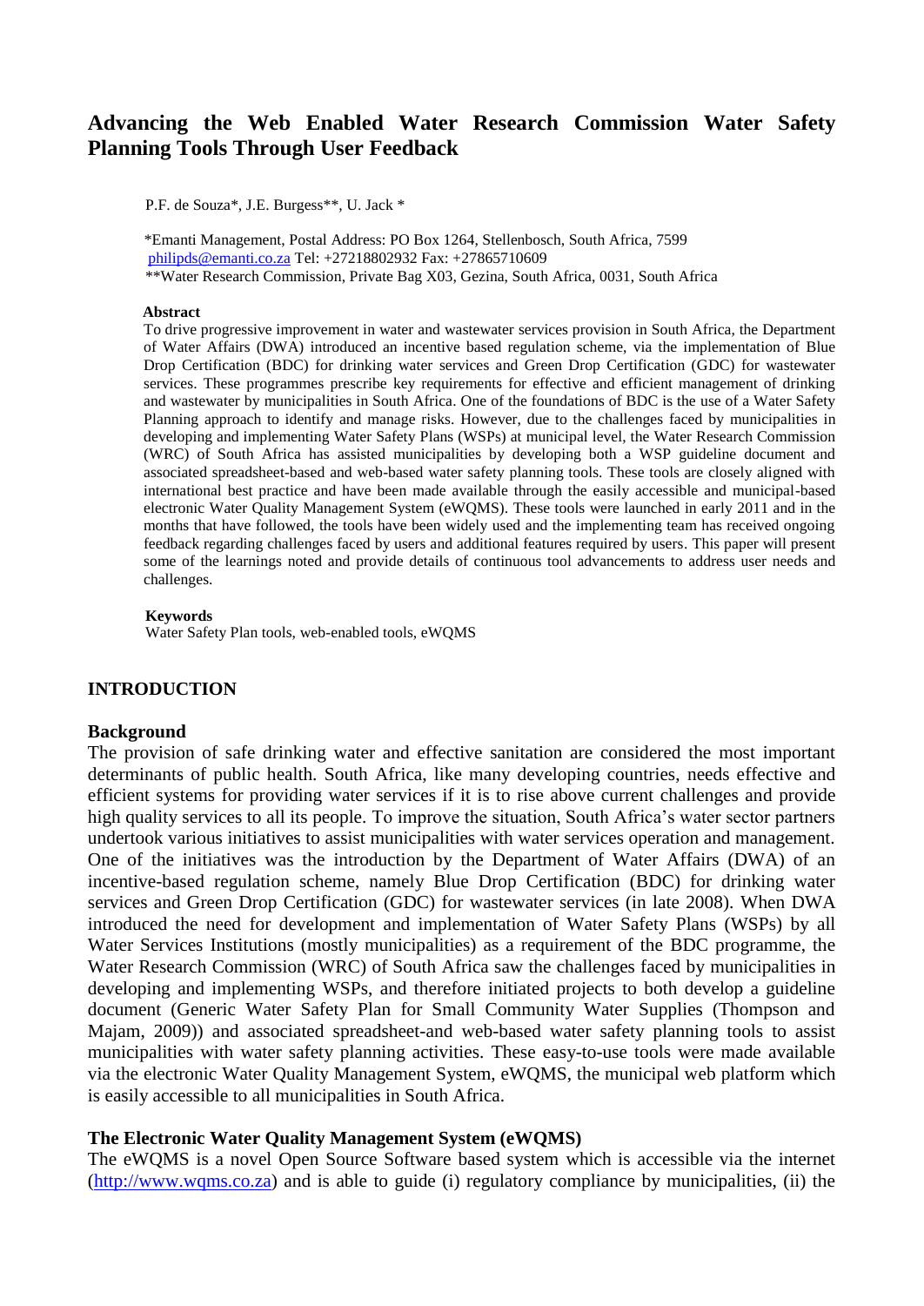# Advancing the Web Enabled Water Research Commission Water Safety Planning Tools Through User Feedback

P.F. de Souza*, J.E. Burgess**, U. Jack *

*Emanti Management, Postal Address: PO Box 1264, Stellenbosch, South Africa, 7599
philipds@emanti.co.za Tel: +27218802932 Fax: +27865710609
**Water Research Commission, Private Bag X03, Gezina, South Africa, 0031, South Africa

**Abstract**

To drive progressive improvement in water and wastewater services provision in South Africa, the Department of Water Affairs (DWA) introduced an incentive based regulation scheme, via the implementation of Blue Drop Certification (BDC) for drinking water services and Green Drop Certification (GDC) for wastewater services. These programmes prescribe key requirements for effective and efficient management of drinking and wastewater by municipalities in South Africa. One of the foundations of BDC is the use of a Water Safety Planning approach to identify and manage risks. However, due to the challenges faced by municipalities in developing and implementing Water Safety Plans (WSPs) at municipal level, the Water Research Commission (WRC) of South Africa has assisted municipalities by developing both a WSP guideline document and associated spreadsheet-based and web-based water safety planning tools. These tools are closely aligned with international best practice and have been made available through the easily accessible and municipal-based electronic Water Quality Management System (eWQMS). These tools were launched in early 2011 and in the months that have followed, the tools have been widely used and the implementing team has received ongoing feedback regarding challenges faced by users and additional features required by users. This paper will present some of the learnings noted and provide details of continuous tool advancements to address user needs and challenges.

**Keywords**

Water Safety Plan tools, web-enabled tools, eWQMS

## INTRODUCTION

### Background

The provision of safe drinking water and effective sanitation are considered the most important determinants of public health. South Africa, like many developing countries, needs effective and efficient systems for providing water services if it is to rise above current challenges and provide high quality services to all its people. To improve the situation, South Africa's water sector partners undertook various initiatives to assist municipalities with water services operation and management. One of the initiatives was the introduction by the Department of Water Affairs (DWA) of an incentive-based regulation scheme, namely Blue Drop Certification (BDC) for drinking water services and Green Drop Certification (GDC) for wastewater services (in late 2008). When DWA introduced the need for development and implementation of Water Safety Plans (WSPs) by all Water Services Institutions (mostly municipalities) as a requirement of the BDC programme, the Water Research Commission (WRC) of South Africa saw the challenges faced by municipalities in developing and implementing WSPs, and therefore initiated projects to both develop a guideline document (Generic Water Safety Plan for Small Community Water Supplies (Thompson and Majam, 2009)) and associated spreadsheet-and web-based water safety planning tools to assist municipalities with water safety planning activities. These easy-to-use tools were made available via the electronic Water Quality Management System, eWQMS, the municipal web platform which is easily accessible to all municipalities in South Africa.

### The Electronic Water Quality Management System (eWQMS)

The eWQMS is a novel Open Source Software based system which is accessible via the internet (http://www.wqms.co.za) and is able to guide (i) regulatory compliance by municipalities, (ii) the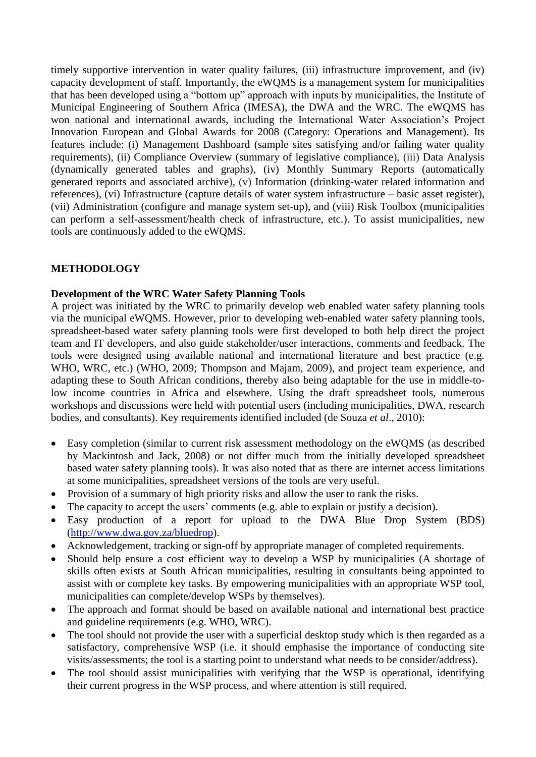timely supportive intervention in water quality failures, (iii) infrastructure improvement, and (iv) capacity development of staff. Importantly, the eWQMS is a management system for municipalities that has been developed using a "bottom up" approach with inputs by municipalities, the Institute of Municipal Engineering of Southern Africa (IMESA), the DWA and the WRC. The eWQMS has won national and international awards, including the International Water Association's Project Innovation European and Global Awards for 2008 (Category: Operations and Management). Its features include: (i) Management Dashboard (sample sites satisfying and/or failing water quality requirements), (ii) Compliance Overview (summary of legislative compliance), (iii) Data Analysis (dynamically generated tables and graphs), (iv) Monthly Summary Reports (automatically generated reports and associated archive), (v) Information (drinking-water related information and references), (vi) Infrastructure (capture details of water system infrastructure – basic asset register), (vii) Administration (configure and manage system set-up), and (viii) Risk Toolbox (municipalities can perform a self-assessment/health check of infrastructure, etc.). To assist municipalities, new tools are continuously added to the eWQMS.

## METHODOLOGY

### Development of the WRC Water Safety Planning Tools

A project was initiated by the WRC to primarily develop web enabled water safety planning tools via the municipal eWQMS. However, prior to developing web-enabled water safety planning tools, spreadsheet-based water safety planning tools were first developed to both help direct the project team and IT developers, and also guide stakeholder/user interactions, comments and feedback. The tools were designed using available national and international literature and best practice (e.g. WHO, WRC, etc.) (WHO, 2009; Thompson and Majam, 2009), and project team experience, and adapting these to South African conditions, thereby also being adaptable for the use in middle-to-low income countries in Africa and elsewhere. Using the draft spreadsheet tools, numerous workshops and discussions were held with potential users (including municipalities, DWA, research bodies, and consultants). Key requirements identified included (de Souza *et al*., 2010):

- Easy completion (similar to current risk assessment methodology on the eWQMS (as described by Mackintosh and Jack, 2008) or not differ much from the initially developed spreadsheet based water safety planning tools). It was also noted that as there are internet access limitations at some municipalities, spreadsheet versions of the tools are very useful.
- Provision of a summary of high priority risks and allow the user to rank the risks.
- The capacity to accept the users' comments (e.g. able to explain or justify a decision).
- Easy production of a report for upload to the DWA Blue Drop System (BDS) (http://www.dwa.gov.za/bluedrop).
- Acknowledgement, tracking or sign-off by appropriate manager of completed requirements.
- Should help ensure a cost efficient way to develop a WSP by municipalities (A shortage of skills often exists at South African municipalities, resulting in consultants being appointed to assist with or complete key tasks. By empowering municipalities with an appropriate WSP tool, municipalities can complete/develop WSPs by themselves).
- The approach and format should be based on available national and international best practice and guideline requirements (e.g. WHO, WRC).
- The tool should not provide the user with a superficial desktop study which is then regarded as a satisfactory, comprehensive WSP (i.e. it should emphasise the importance of conducting site visits/assessments; the tool is a starting point to understand what needs to be consider/address).
- The tool should assist municipalities with verifying that the WSP is operational, identifying their current progress in the WSP process, and where attention is still required.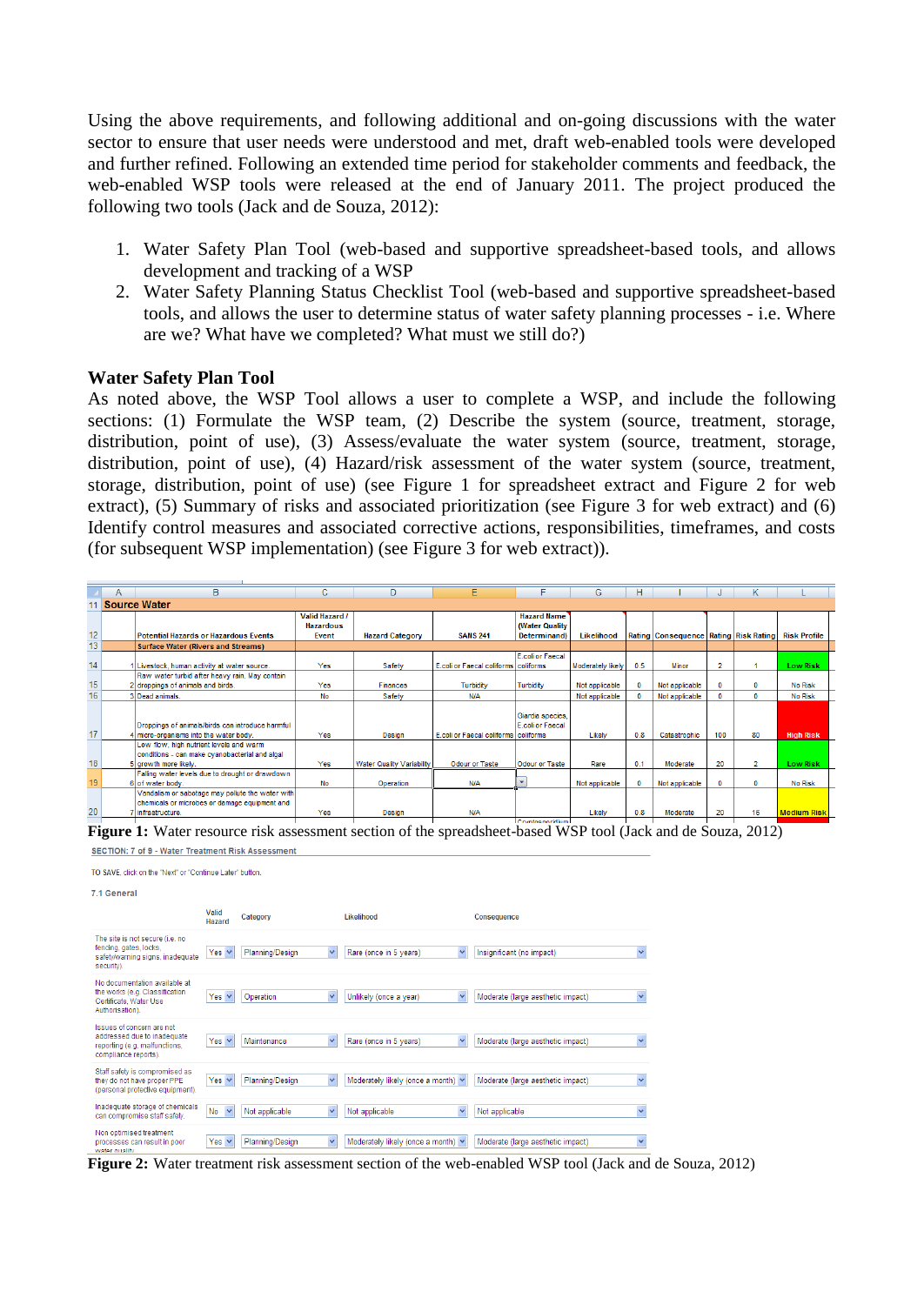Using the above requirements, and following additional and on-going discussions with the water sector to ensure that user needs were understood and met, draft web-enabled tools were developed and further refined. Following an extended time period for stakeholder comments and feedback, the web-enabled WSP tools were released at the end of January 2011. The project produced the following two tools (Jack and de Souza, 2012):

1. Water Safety Plan Tool (web-based and supportive spreadsheet-based tools, and allows development and tracking of a WSP
2. Water Safety Planning Status Checklist Tool (web-based and supportive spreadsheet-based tools, and allows the user to determine status of water safety planning processes - i.e. Where are we? What have we completed? What must we still do?)

### Water Safety Plan Tool

As noted above, the WSP Tool allows a user to complete a WSP, and include the following sections: (1) Formulate the WSP team, (2) Describe the system (source, treatment, storage, distribution, point of use), (3) Assess/evaluate the water system (source, treatment, storage, distribution, point of use), (4) Hazard/risk assessment of the water system (source, treatment, storage, distribution, point of use) (see Figure 1 for spreadsheet extract and Figure 2 for web extract), (5) Summary of risks and associated prioritization (see Figure 3 for web extract) and (6) Identify control measures and associated corrective actions, responsibilities, timeframes, and costs (for subsequent WSP implementation) (see Figure 3 for web extract)).

| | Potential Hazards or Hazardous Events | Valid Hazard / Hazardous Event | Hazard Category | SANS 241 | Hazard Name (Water Quality Determinand) | Likelihood | Rating | Consequence | Rating | Risk Rating | Risk Profile |
|---|---|---|---|---|---|---|---|---|---|---|---|
| **Source Water** | | | | | | | | | | | |
| | **Surface Water (Rivers and Streams)** | | | | | | | | | | |
| 1 | Livestock, human activity at water source. | Yes | Safety | E.coli or Faecal coliforms | E.coli or Faecal coliforms | Moderately likely | 0.5 | Minor | 2 | 1 | Low Risk |
| 2 | Raw water turbid after heavy rain. May contain droppings of animals and birds. | Yes | Finances | Turbidity | Turbidity | Not applicable | 0 | Not applicable | 0 | 0 | No Risk |
| 3 | Dead animals. | No | Safety | N/A | | Not applicable | 0 | Not applicable | 0 | 0 | No Risk |
| 4 | Droppings of animals/birds can introduce harmful micro-organisms into the water body. | Yes | Design | E.coli or Faecal coliforms | Giardia species, E.coli or Faecal coliforms | Likely | 0.8 | Catastrophic | 100 | 80 | High Risk |
| 5 | Low flow, high nutrient levels and warm conditions - can make cyanobacterial and algal growth more likely. | Yes | Water Quality Variability | Odour or Taste | Odour or Taste | Rare | 0.1 | Moderate | 20 | 2 | Low Risk |
| 6 | Falling water levels due to drought or drawdown of water body. | No | Operation | N/A | | Not applicable | 0 | Not applicable | 0 | 0 | No Risk |
| 7 | Vandalism or sabotage may pollute the water with chemicals or microbes or damage equipment and infrastructure. | Yes | Design | N/A | | Likely | 0.8 | Moderate | 20 | 16 | Medium Risk |

**Figure 1:** Water resource risk assessment section of the spreadsheet-based WSP tool (Jack and de Souza, 2012)

SECTION: 7 of 8 - Water Treatment Risk Assessment

TO SAVE, click on the "Next" or "Continue Later" button.

7.1 General

| | Valid Hazard | Category | Likelihood | Consequence |
|---|---|---|---|---|
| The site is not secure (i.e. no fencing, gates, locks, safety/warning signs, inadequate security). | Yes | Planning/Design | Rare (once in 5 years) | Insignificant (no impact) |
| No documentation available at the works (e.g. Classification Certificate, Water Use Authorisation). | Yes | Operation | Unlikely (once a year) | Moderate (large aesthetic impact) |
| Issues of concern are not addressed due to inadequate reporting (e.g. malfunctions, compliance reports). | Yes | Maintenance | Rare (once in 5 years) | Moderate (large aesthetic impact) |
| Staff safety is compromised as they do not have proper PPE (personal protective equipment). | Yes | Planning/Design | Moderately likely (once a month) | Moderate (large aesthetic impact) |
| Inadequate storage of chemicals can compromise staff safety. | No | Not applicable | Not applicable | Not applicable |
| Non optimised treatment processes can result in poor water quality. | Yes | Planning/Design | Moderately likely (once a month) | Moderate (large aesthetic impact) |

**Figure 2:** Water treatment risk assessment section of the web-enabled WSP tool (Jack and de Souza, 2012)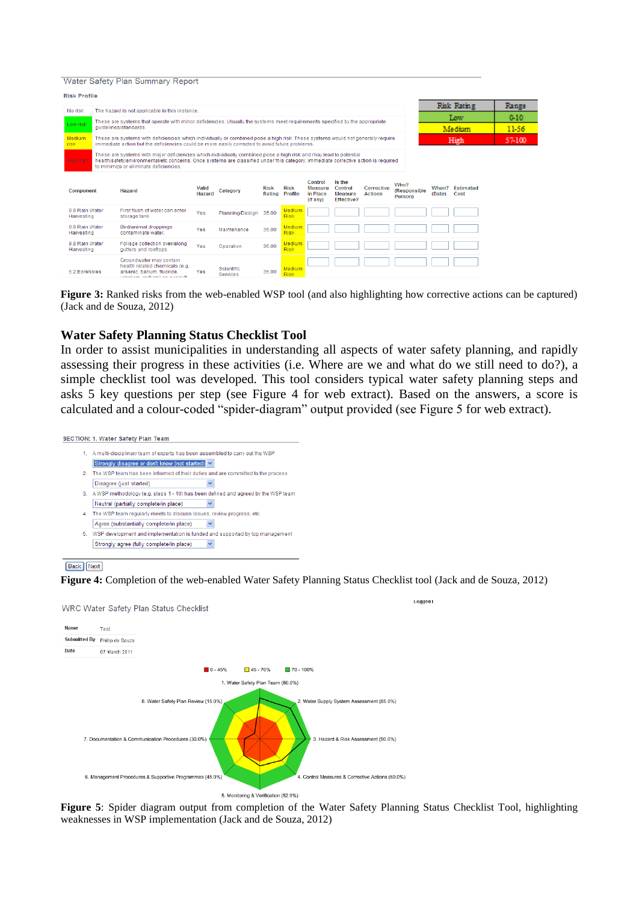Water Safety Plan Summary Report

Risk Profile

| | |
|---|---|
| No risk | The hazard is not applicable in this instance. |
| Low risk | These are systems that operate with minor deficiencies. Usually the systems meet requirements specified by the appropriate guidelines/standards. |
| Medium risk | These are systems with deficiencies which individually or combined pose a high risk. These systems would not generally require immediate action but the deficiencies could be more easily corrected to avoid future problems. |
| High risk | These are systems with major deficiencies which individually combined pose a high risk and may lead to potential health/safety/environmental/etc concerns. Once systems are classified under this category, immediate corrective action is required to minimize or eliminate deficiencies. |

| Risk Rating | Range |
|---|---|
| Low | 0-10 |
| Medium | 11-56 |
| High | 57-100 |

| Component | Hazard | Valid Hazard | Category | Risk Rating | Risk Profile | Control Measure in Place (if any) | Is the Control Measure Effective? | Corrective Actions | Who? (Responsible Person) | When? (Date) | Estimated Cost |
|---|---|---|---|---|---|---|---|---|---|---|---|
| 9.8 Rain Water Harvesting | First flush of water can enter storage tank | Yes | Planning/Design | 35.00 | Medium Risk | | | | | | |
| 9.8 Rain Water Harvesting | Bird/animal droppings contaminate water. | Yes | Maintenance | 35.00 | Medium Risk | | | | | | |
| 9.8 Rain Water Harvesting | Foliage collection overalong gutters and rooftops. | Yes | Operation | 35.00 | Medium Risk | | | | | | |
| 5.2 Boreholes | Groundwater may contain health related chemicals (e.g. arsenic, barium, fluoride, ... | Yes | Scientific Services | 35.00 | Medium Risk | | | | | | |

**Figure 3:** Ranked risks from the web-enabled WSP tool (and also highlighting how corrective actions can be captured) (Jack and de Souza, 2012)

## Water Safety Planning Status Checklist Tool

In order to assist municipalities in understanding all aspects of water safety planning, and rapidly assessing their progress in these activities (i.e. Where are we and what do we still need to do?), a simple checklist tool was developed. This tool considers typical water safety planning steps and asks 5 key questions per step (see Figure 4 for web extract). Based on the answers, a score is calculated and a colour-coded "spider-diagram" output provided (see Figure 5 for web extract).

SECTION: 1. Water Safety Plan Team

1. A multi-disciplinary team of experts has been assembled to carry out the WSP
   Strongly disagree or don't know (not started)
2. The WSP team has been informed of their duties and are committed to the process
   Disagree (just started)
3. A WSP methodology (e.g. steps 1 - 10) has been defined and agreed by the WSP team
   Neutral (partially complete/in place)
4. The WSP team regularly meets to discuss issues, review progress, etc
   Agree (substantially complete/in place)
5. WSP development and implementation is funded and supported by top management
   Strongly agree (fully complete/in place)

Back | Next

**Figure 4:** Completion of the web-enabled Water Safety Planning Status Checklist tool (Jack and de Souza, 2012)

WRC Water Safety Plan Status Checklist

| | |
|---|---|
| Name | Test |
| Submitted By | Philip de Souza |
| Date | 07 March 2011 |

0 - 45% | 45 - 70% | 70 - 100%

1. Water Safety Plan Team (80.0%)
2. Water Supply System Assessment (85.0%)
3. Hazard & Risk Assessment (90.0%)
4. Control Measures & Corrective Actions (60.0%)
5. Monitoring & Verification (52.9%)
6. Management Procedures & Supportive Programmes (45.0%)
7. Documentation & Communication Procedures (30.0%)
8. Water Safety Plan Review (15.0%)

**Figure 5**: Spider diagram output from completion of the Water Safety Planning Status Checklist Tool, highlighting weaknesses in WSP implementation (Jack and de Souza, 2012)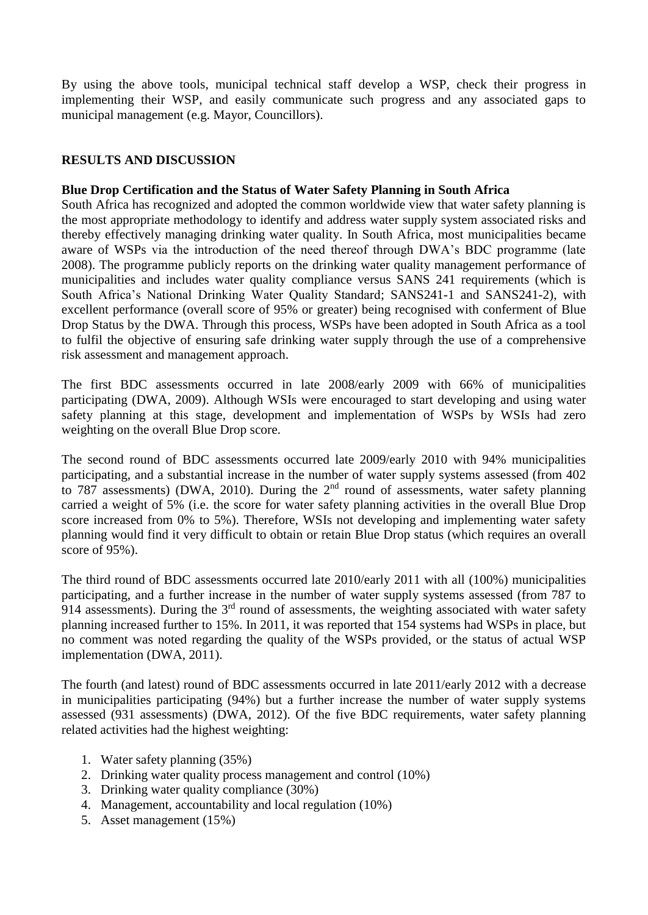By using the above tools, municipal technical staff develop a WSP, check their progress in implementing their WSP, and easily communicate such progress and any associated gaps to municipal management (e.g. Mayor, Councillors).

## RESULTS AND DISCUSSION

### Blue Drop Certification and the Status of Water Safety Planning in South Africa

South Africa has recognized and adopted the common worldwide view that water safety planning is the most appropriate methodology to identify and address water supply system associated risks and thereby effectively managing drinking water quality. In South Africa, most municipalities became aware of WSPs via the introduction of the need thereof through DWA's BDC programme (late 2008). The programme publicly reports on the drinking water quality management performance of municipalities and includes water quality compliance versus SANS 241 requirements (which is South Africa's National Drinking Water Quality Standard; SANS241-1 and SANS241-2), with excellent performance (overall score of 95% or greater) being recognised with conferment of Blue Drop Status by the DWA. Through this process, WSPs have been adopted in South Africa as a tool to fulfil the objective of ensuring safe drinking water supply through the use of a comprehensive risk assessment and management approach.

The first BDC assessments occurred in late 2008/early 2009 with 66% of municipalities participating (DWA, 2009). Although WSIs were encouraged to start developing and using water safety planning at this stage, development and implementation of WSPs by WSIs had zero weighting on the overall Blue Drop score.

The second round of BDC assessments occurred late 2009/early 2010 with 94% municipalities participating, and a substantial increase in the number of water supply systems assessed (from 402 to 787 assessments) (DWA, 2010). During the 2nd round of assessments, water safety planning carried a weight of 5% (i.e. the score for water safety planning activities in the overall Blue Drop score increased from 0% to 5%). Therefore, WSIs not developing and implementing water safety planning would find it very difficult to obtain or retain Blue Drop status (which requires an overall score of 95%).

The third round of BDC assessments occurred late 2010/early 2011 with all (100%) municipalities participating, and a further increase in the number of water supply systems assessed (from 787 to 914 assessments). During the 3rd round of assessments, the weighting associated with water safety planning increased further to 15%. In 2011, it was reported that 154 systems had WSPs in place, but no comment was noted regarding the quality of the WSPs provided, or the status of actual WSP implementation (DWA, 2011).

The fourth (and latest) round of BDC assessments occurred in late 2011/early 2012 with a decrease in municipalities participating (94%) but a further increase the number of water supply systems assessed (931 assessments) (DWA, 2012). Of the five BDC requirements, water safety planning related activities had the highest weighting:

1. Water safety planning (35%)
2. Drinking water quality process management and control (10%)
3. Drinking water quality compliance (30%)
4. Management, accountability and local regulation (10%)
5. Asset management (15%)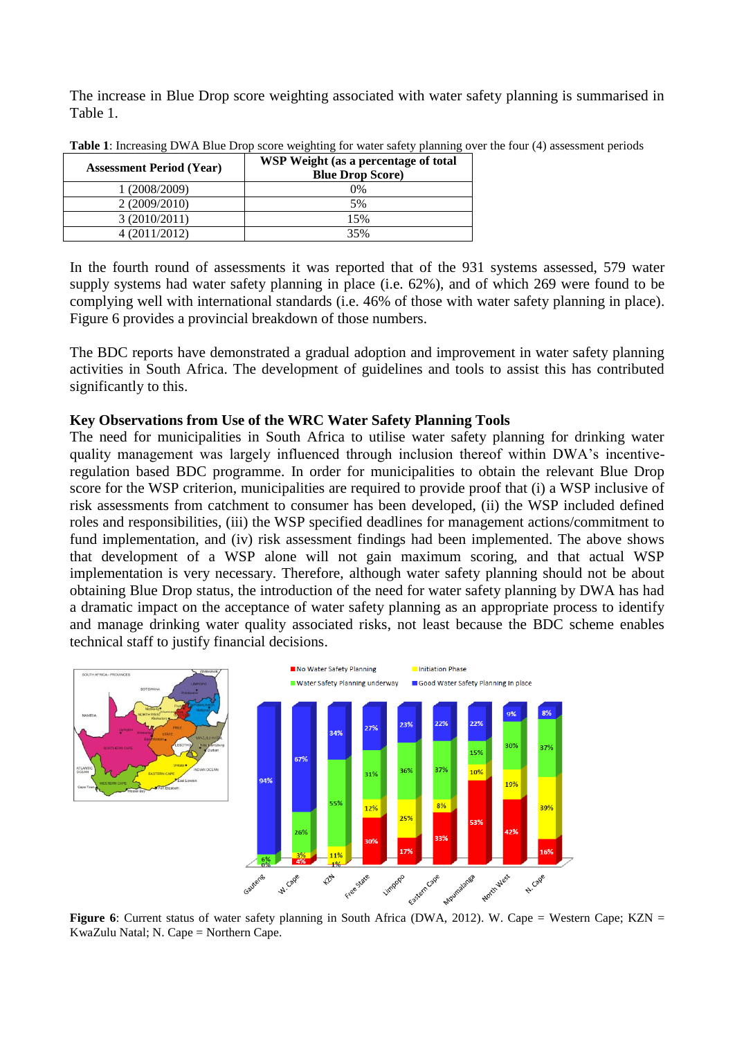The increase in Blue Drop score weighting associated with water safety planning is summarised in Table 1.

**Table 1**: Increasing DWA Blue Drop score weighting for water safety planning over the four (4) assessment periods

| Assessment Period (Year) | WSP Weight (as a percentage of total Blue Drop Score) |
|---|---|
| 1 (2008/2009) | 0% |
| 2 (2009/2010) | 5% |
| 3 (2010/2011) | 15% |
| 4 (2011/2012) | 35% |

In the fourth round of assessments it was reported that of the 931 systems assessed, 579 water supply systems had water safety planning in place (i.e. 62%), and of which 269 were found to be complying well with international standards (i.e. 46% of those with water safety planning in place). Figure 6 provides a provincial breakdown of those numbers.

The BDC reports have demonstrated a gradual adoption and improvement in water safety planning activities in South Africa. The development of guidelines and tools to assist this has contributed significantly to this.

## Key Observations from Use of the WRC Water Safety Planning Tools

The need for municipalities in South Africa to utilise water safety planning for drinking water quality management was largely influenced through inclusion thereof within DWA's incentive-regulation based BDC programme. In order for municipalities to obtain the relevant Blue Drop score for the WSP criterion, municipalities are required to provide proof that (i) a WSP inclusive of risk assessments from catchment to consumer has been developed, (ii) the WSP included defined roles and responsibilities, (iii) the WSP specified deadlines for management actions/commitment to fund implementation, and (iv) risk assessment findings had been implemented. The above shows that development of a WSP alone will not gain maximum scoring, and that actual WSP implementation is very necessary. Therefore, although water safety planning should not be about obtaining Blue Drop status, the introduction of the need for water safety planning by DWA has had a dramatic impact on the acceptance of water safety planning as an appropriate process to identify and manage drinking water quality associated risks, not least because the BDC scheme enables technical staff to justify financial decisions.

**Figure 6**: Current status of water safety planning in South Africa (DWA, 2012). W. Cape = Western Cape; KZN = KwaZulu Natal; N. Cape = Northern Cape.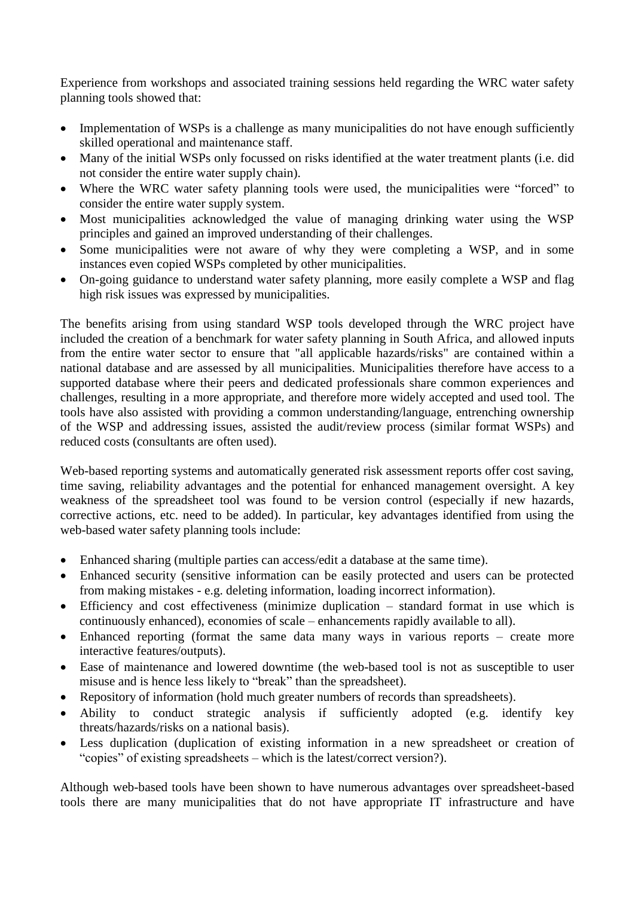Experience from workshops and associated training sessions held regarding the WRC water safety planning tools showed that:

- Implementation of WSPs is a challenge as many municipalities do not have enough sufficiently skilled operational and maintenance staff.
- Many of the initial WSPs only focussed on risks identified at the water treatment plants (i.e. did not consider the entire water supply chain).
- Where the WRC water safety planning tools were used, the municipalities were "forced" to consider the entire water supply system.
- Most municipalities acknowledged the value of managing drinking water using the WSP principles and gained an improved understanding of their challenges.
- Some municipalities were not aware of why they were completing a WSP, and in some instances even copied WSPs completed by other municipalities.
- On-going guidance to understand water safety planning, more easily complete a WSP and flag high risk issues was expressed by municipalities.

The benefits arising from using standard WSP tools developed through the WRC project have included the creation of a benchmark for water safety planning in South Africa, and allowed inputs from the entire water sector to ensure that "all applicable hazards/risks" are contained within a national database and are assessed by all municipalities. Municipalities therefore have access to a supported database where their peers and dedicated professionals share common experiences and challenges, resulting in a more appropriate, and therefore more widely accepted and used tool. The tools have also assisted with providing a common understanding/language, entrenching ownership of the WSP and addressing issues, assisted the audit/review process (similar format WSPs) and reduced costs (consultants are often used).

Web-based reporting systems and automatically generated risk assessment reports offer cost saving, time saving, reliability advantages and the potential for enhanced management oversight. A key weakness of the spreadsheet tool was found to be version control (especially if new hazards, corrective actions, etc. need to be added). In particular, key advantages identified from using the web-based water safety planning tools include:

- Enhanced sharing (multiple parties can access/edit a database at the same time).
- Enhanced security (sensitive information can be easily protected and users can be protected from making mistakes - e.g. deleting information, loading incorrect information).
- Efficiency and cost effectiveness (minimize duplication – standard format in use which is continuously enhanced), economies of scale – enhancements rapidly available to all).
- Enhanced reporting (format the same data many ways in various reports – create more interactive features/outputs).
- Ease of maintenance and lowered downtime (the web-based tool is not as susceptible to user misuse and is hence less likely to "break" than the spreadsheet).
- Repository of information (hold much greater numbers of records than spreadsheets).
- Ability to conduct strategic analysis if sufficiently adopted (e.g. identify key threats/hazards/risks on a national basis).
- Less duplication (duplication of existing information in a new spreadsheet or creation of "copies" of existing spreadsheets – which is the latest/correct version?).

Although web-based tools have been shown to have numerous advantages over spreadsheet-based tools there are many municipalities that do not have appropriate IT infrastructure and have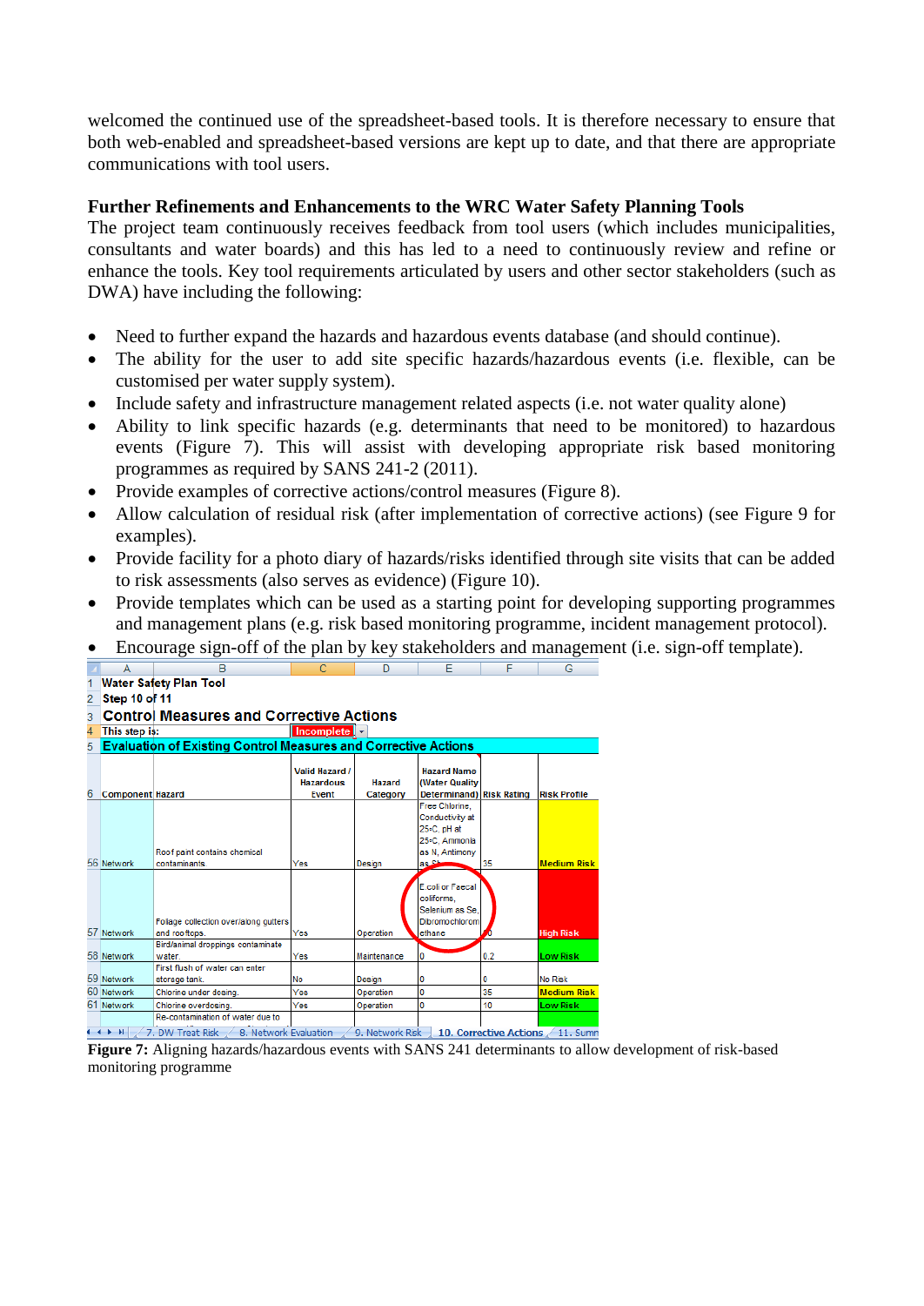welcomed the continued use of the spreadsheet-based tools. It is therefore necessary to ensure that both web-enabled and spreadsheet-based versions are kept up to date, and that there are appropriate communications with tool users.

**Further Refinements and Enhancements to the WRC Water Safety Planning Tools**

The project team continuously receives feedback from tool users (which includes municipalities, consultants and water boards) and this has led to a need to continuously review and refine or enhance the tools. Key tool requirements articulated by users and other sector stakeholders (such as DWA) have including the following:

- Need to further expand the hazards and hazardous events database (and should continue).
- The ability for the user to add site specific hazards/hazardous events (i.e. flexible, can be customised per water supply system).
- Include safety and infrastructure management related aspects (i.e. not water quality alone)
- Ability to link specific hazards (e.g. determinants that need to be monitored) to hazardous events (Figure 7). This will assist with developing appropriate risk based monitoring programmes as required by SANS 241-2 (2011).
- Provide examples of corrective actions/control measures (Figure 8).
- Allow calculation of residual risk (after implementation of corrective actions) (see Figure 9 for examples).
- Provide facility for a photo diary of hazards/risks identified through site visits that can be added to risk assessments (also serves as evidence) (Figure 10).
- Provide templates which can be used as a starting point for developing supporting programmes and management plans (e.g. risk based monitoring programme, incident management protocol).
- Encourage sign-off of the plan by key stakeholders and management (i.e. sign-off template).

Water Safety Plan Tool
Step 10 of 11
**Control Measures and Corrective Actions**
This step is: Incomplete
**Evaluation of Existing Control Measures and Corrective Actions**

| Component | Hazard | Valid Hazard / Hazardous Event | Hazard Category | Hazard Name (Water Quality Determinand) | Risk Rating | Risk Profile |
|---|---|---|---|---|---|---|
| Network | Roof paint contains chemical contaminants. | Yes | Design | Free Chlorine, Conductivity at 25°C, pH at 25°C, Ammonia as N, Antimony as Sb | 35 | Medium Risk |
| Network | Foliage collection over/along gutters and rooftops. | Yes | Operation | E.coli or Faecal coliforms, Selenium as Se, Dibromochloromethane | 0 | High Risk |
| Network | Bird/animal droppings contaminate water. | Yes | Maintenance | 0 | 0.2 | Low Risk |
| Network | First flush of water can enter storage tank. | No | Design | 0 | 0 | No Risk |
| Network | Chlorine under dosing. | Yes | Operation | 0 | 35 | Medium Risk |
| Network | Chlorine overdosing. | Yes | Operation | 0 | 10 | Low Risk |
| | Re-contamination of water due to | | | | | |

7. DW Treat Risk | 8. Network Evaluation | 9. Network Risk | 10. Corrective Actions | 11. Summ

**Figure 7:** Aligning hazards/hazardous events with SANS 241 determinants to allow development of risk-based monitoring programme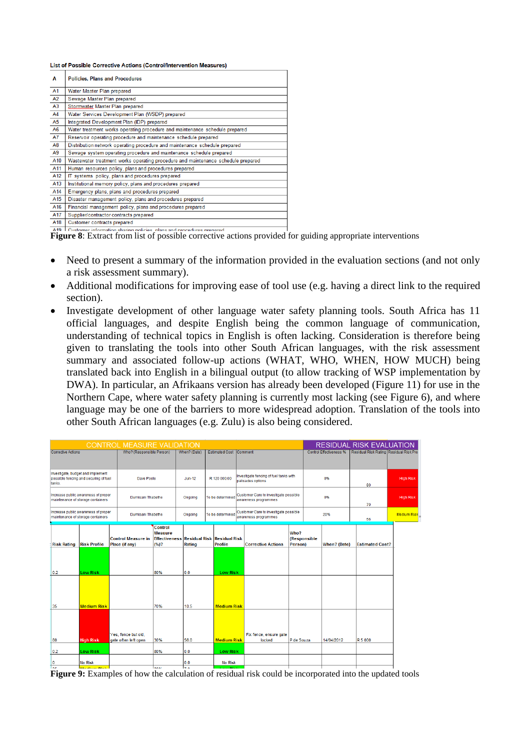List of Possible Corrective Actions (Control/Intervention Measures)

| A | Policies, Plans and Procedures |
|---|---|
| A1 | Water Master Plan prepared |
| A2 | Sewage Master Plan prepared |
| A3 | Stormwater Master Plan prepared |
| A4 | Water Services Development Plan (WSDP) prepared |
| A5 | Integrated Development Plan (IDP) prepared |
| A6 | Water treatment works operating procedure and maintenance schedule prepared |
| A7 | Reservoir operating procedure and maintenance schedule prepared |
| A8 | Distribution network operating procedure and maintenance schedule prepared |
| A9 | Sewage system operating procedure and maintenance schedule prepared |
| A10 | Wastewater treatment works operating procedure and maintenance schedule prepared |
| A11 | Human resources policy, plans and procedures prepared |
| A12 | IT systems policy, plans and procedures prepared |
| A13 | Institutional memory policy, plans and procedures prepared |
| A14 | Emergency plans, plans and procedures prepared |
| A15 | Disaster management policy, plans and procedures prepared |
| A16 | Financial management policy, plans and procedures prepared |
| A17 | Supplier/contractor contracts prepared |
| A18 | Customer contracts prepared |
| A19 | Customer information sharing policies, plans and procedures prepared |

**Figure 8**: Extract from list of possible corrective actions provided for guiding appropriate interventions

- Need to present a summary of the information provided in the evaluation sections (and not only a risk assessment summary).
- Additional modifications for improving ease of tool use (e.g. having a direct link to the required section).
- Investigate development of other language water safety planning tools. South Africa has 11 official languages, and despite English being the common language of communication, understanding of technical topics in English is often lacking. Consideration is therefore being given to translating the tools into other South African languages, with the risk assessment summary and associated follow-up actions (WHAT, WHO, WHEN, HOW MUCH) being translated back into English in a bilingual output (to allow tracking of WSP implementation by DWA). In particular, an Afrikaans version has already been developed (Figure 11) for use in the Northern Cape, where water safety planning is currently most lacking (see Figure 6), and where language may be one of the barriers to more widespread adoption. Translation of the tools into other South African languages (e.g. Zulu) is also being considered.

| CONTROL MEASURE VALIDATION | | | | | RESIDUAL RISK EVALUATION | | |
|---|---|---|---|---|---|---|---|
| Corrective Actions | Who? (Responsible Person) | When? (Date) | Estimated Cost | Comment | Control Effectiveness % | Residual Risk Rating | Residual Risk Profile |
| Investigate, budget and implement possible fencing and securing of fuel tanks. | Dave Poole | Jun-12 | R 120 000.00 | Investigate fencing of fuel tanks with palisades options | 0% | 80 | High Risk |
| Increase public awareness of proper maintenance of storage containers | Dumisani Thabethe | Ongoing | To be determined | Customer Care to investigate possible awareness programmes | 0% | 70 | High Risk |
| Increase public awareness of proper maintenance of storage containers | Dumisani Thabethe | Ongoing | To be determined | Customer Care to investigate possible awareness programmes | 20% | 56 | Medium Risk |

| Risk Rating | Risk Profile | Control Measure in Place (if any) | Control Measure Effectiveness (%)? | Residual Risk Rating | Residual Risk Profile | Corrective Actions | Who? (Responsible Person) | When? (Date) | Estimated Cost? |
|---|---|---|---|---|---|---|---|---|---|
| 0.2 | Low Risk | | 80% | 0.0 | Low Risk | | | | |
| 35 | Medium Risk | | 70% | 10.5 | Medium Risk | | | | |
| 80 | High Risk | Yes, fence but old, gate often left open | 30% | 56.0 | Medium Risk | Fix fence, ensure gate locked | P de Souza | 14/04/2012 | R 5 000 |
| 0.2 | Low Risk | | 80% | 0.0 | Low Risk | | | | |
| 0 | No Risk | | | 0.0 | No Risk | | | | |

**Figure 9:** Examples of how the calculation of residual risk could be incorporated into the updated tools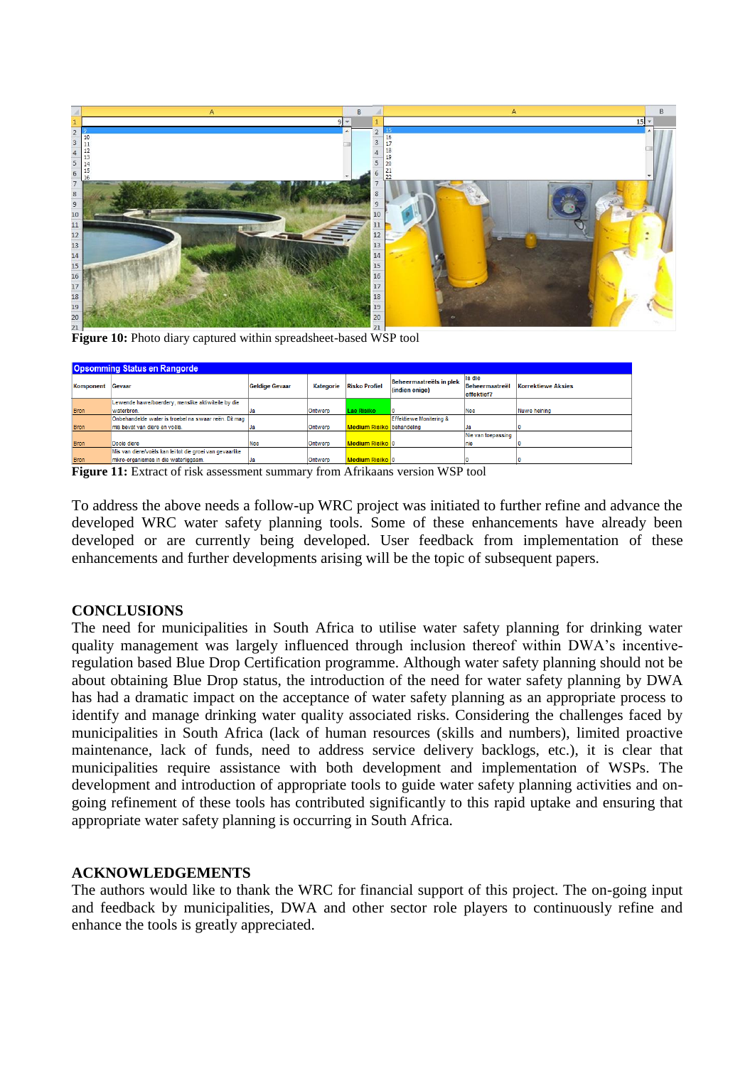**Figure 10:** Photo diary captured within spreadsheet-based WSP tool

| Opsomming Status en Rangorde | | | | | | | |
|---|---|---|---|---|---|---|---|
| Komponent | Gevaar | Geldige Gevaar | Kategorie | Risko Profiel | Beheermaatreëls in plek (indien enige) | Is die Beheermaatreël effektief? | Korrektiewe Aksies |
| Bron | Lewende hawe/boerdery, menslike aktiwiteite by die waterbron. | Ja | Ontwerp | Lae Risiko | 0 | Nee | Nuwe heining |
| Bron | Onbehandelde water is troebel na swaar reën. Dit mag ook bevat van diere en voëls. | Ja | Ontwerp | Medium Risiko | Effektiewe Monitering & behandeling | Ja | 0 |
| Bron | Dooie diere | Nee | Ontwerp | Medium Risiko | 0 | Nie van toepassing nie | 0 |
| Bron | Mis van diere/voëls kan lei tot die groei van gevaarlike mikro-organismes in die wateriggaam. | Ja | Ontwerp | Medium Risiko | 0 | 0 | 0 |

**Figure 11:** Extract of risk assessment summary from Afrikaans version WSP tool

To address the above needs a follow-up WRC project was initiated to further refine and advance the developed WRC water safety planning tools. Some of these enhancements have already been developed or are currently being developed. User feedback from implementation of these enhancements and further developments arising will be the topic of subsequent papers.

## CONCLUSIONS

The need for municipalities in South Africa to utilise water safety planning for drinking water quality management was largely influenced through inclusion thereof within DWA's incentive-regulation based Blue Drop Certification programme. Although water safety planning should not be about obtaining Blue Drop status, the introduction of the need for water safety planning by DWA has had a dramatic impact on the acceptance of water safety planning as an appropriate process to identify and manage drinking water quality associated risks. Considering the challenges faced by municipalities in South Africa (lack of human resources (skills and numbers), limited proactive maintenance, lack of funds, need to address service delivery backlogs, etc.), it is clear that municipalities require assistance with both development and implementation of WSPs. The development and introduction of appropriate tools to guide water safety planning activities and on-going refinement of these tools has contributed significantly to this rapid uptake and ensuring that appropriate water safety planning is occurring in South Africa.

## ACKNOWLEDGEMENTS

The authors would like to thank the WRC for financial support of this project. The on-going input and feedback by municipalities, DWA and other sector role players to continuously refine and enhance the tools is greatly appreciated.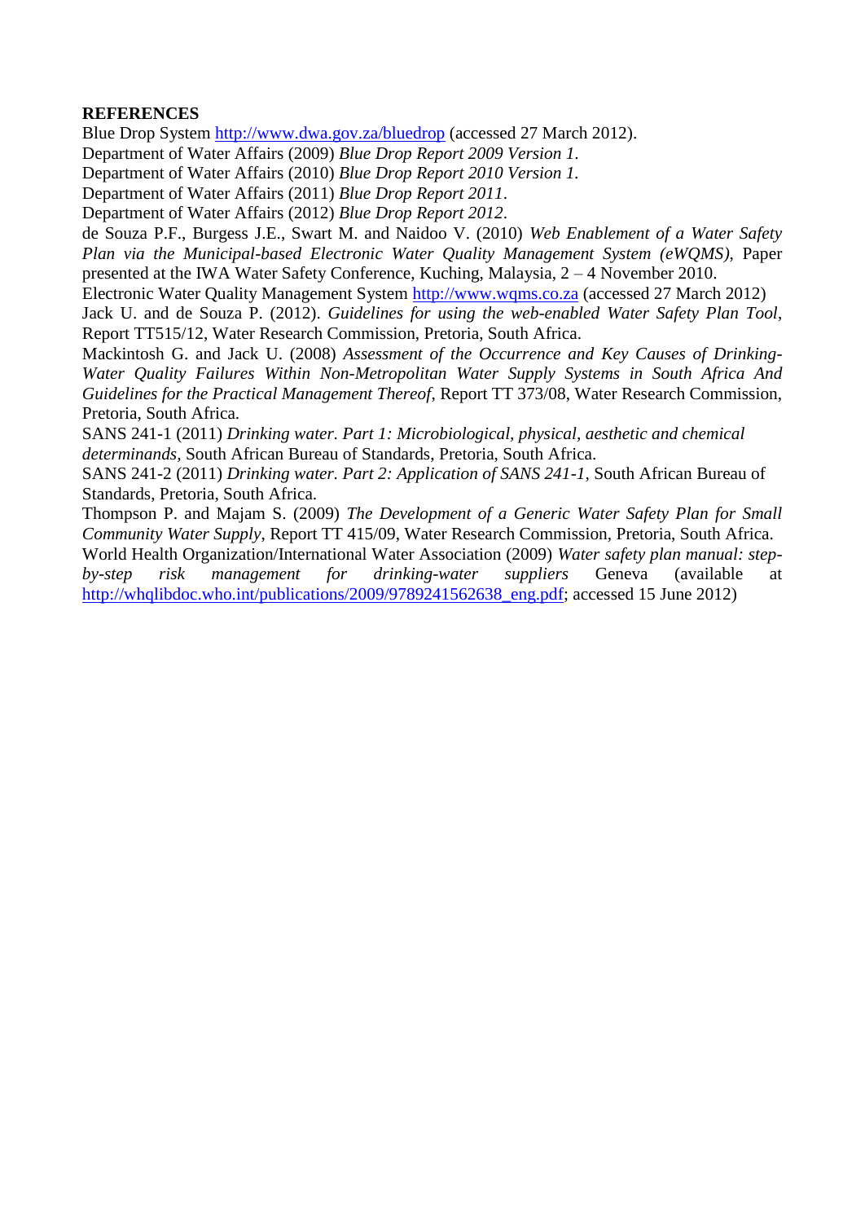## REFERENCES

Blue Drop System http://www.dwa.gov.za/bluedrop (accessed 27 March 2012).

Department of Water Affairs (2009) *Blue Drop Report 2009 Version 1.*

Department of Water Affairs (2010) *Blue Drop Report 2010 Version 1.*

Department of Water Affairs (2011) *Blue Drop Report 2011*.

Department of Water Affairs (2012) *Blue Drop Report 2012*.

de Souza P.F., Burgess J.E., Swart M. and Naidoo V. (2010) *Web Enablement of a Water Safety Plan via the Municipal-based Electronic Water Quality Management System (eWQMS)*, Paper presented at the IWA Water Safety Conference, Kuching, Malaysia, 2 – 4 November 2010.

Electronic Water Quality Management System http://www.wqms.co.za (accessed 27 March 2012)

Jack U. and de Souza P. (2012). *Guidelines for using the web-enabled Water Safety Plan Tool*, Report TT515/12, Water Research Commission, Pretoria, South Africa.

Mackintosh G. and Jack U. (2008) *Assessment of the Occurrence and Key Causes of Drinking-Water Quality Failures Within Non-Metropolitan Water Supply Systems in South Africa And Guidelines for the Practical Management Thereof*, Report TT 373/08, Water Research Commission, Pretoria, South Africa.

SANS 241-1 (2011) *Drinking water. Part 1: Microbiological, physical, aesthetic and chemical determinands,* South African Bureau of Standards, Pretoria, South Africa.

SANS 241-2 (2011) *Drinking water. Part 2: Application of SANS 241-1,* South African Bureau of Standards, Pretoria, South Africa.

Thompson P. and Majam S. (2009) *The Development of a Generic Water Safety Plan for Small Community Water Supply*, Report TT 415/09, Water Research Commission, Pretoria, South Africa.

World Health Organization/International Water Association (2009) *Water safety plan manual: step-by-step risk management for drinking-water suppliers* Geneva (available at http://whqlibdoc.who.int/publications/2009/9789241562638_eng.pdf; accessed 15 June 2012)